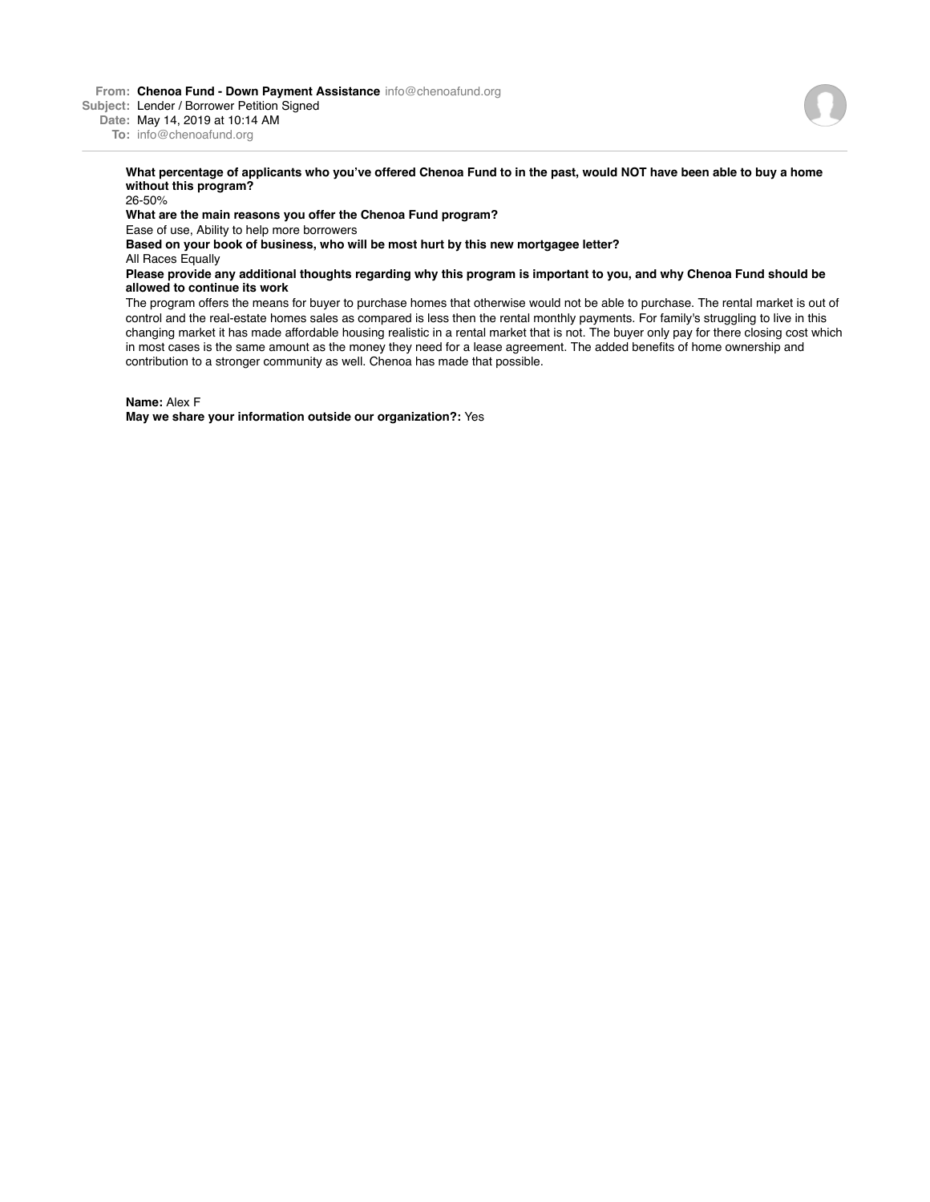**From:** **Chenoa Fund - Down Payment Assistance** info@chenoafund.org
**Subject:** Lender / Borrower Petition Signed
**Date:** May 14, 2019 at 10:14 AM
**To:** info@chenoafund.org

**What percentage of applicants who you've offered Chenoa Fund to in the past, would NOT have been able to buy a home without this program?**
26-50%

**What are the main reasons you offer the Chenoa Fund program?**
Ease of use, Ability to help more borrowers

**Based on your book of business, who will be most hurt by this new mortgagee letter?**
All Races Equally

**Please provide any additional thoughts regarding why this program is important to you, and why Chenoa Fund should be allowed to continue its work**
The program offers the means for buyer to purchase homes that otherwise would not be able to purchase. The rental market is out of control and the real-estate homes sales as compared is less then the rental monthly payments. For family's struggling to live in this changing market it has made affordable housing realistic in a rental market that is not. The buyer only pay for there closing cost which in most cases is the same amount as the money they need for a lease agreement. The added benefits of home ownership and contribution to a stronger community as well. Chenoa has made that possible.

**Name:** Alex F
**May we share your information outside our organization?:** Yes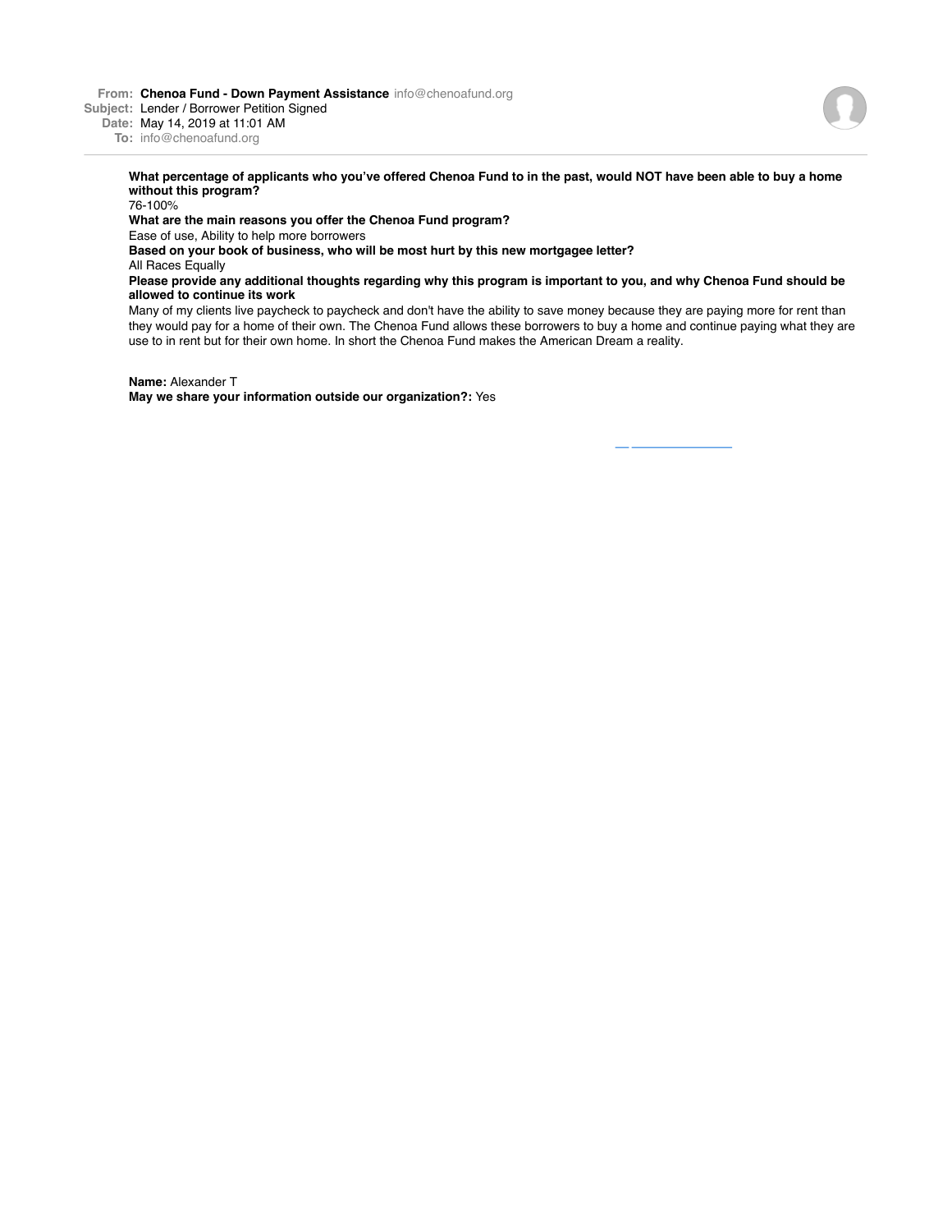**From:** Chenoa Fund - Down Payment Assistance info@chenoafund.org
**Subject:** Lender / Borrower Petition Signed
**Date:** May 14, 2019 at 11:01 AM
**To:** info@chenoafund.org

---

**What percentage of applicants who you've offered Chenoa Fund to in the past, would NOT have been able to buy a home without this program?**
76-100%
**What are the main reasons you offer the Chenoa Fund program?**
Ease of use, Ability to help more borrowers
**Based on your book of business, who will be most hurt by this new mortgagee letter?**
All Races Equally
**Please provide any additional thoughts regarding why this program is important to you, and why Chenoa Fund should be allowed to continue its work**
Many of my clients live paycheck to paycheck and don't have the ability to save money because they are paying more for rent than they would pay for a home of their own. The Chenoa Fund allows these borrowers to buy a home and continue paying what they are use to in rent but for their own home. In short the Chenoa Fund makes the American Dream a reality.

**Name:** Alexander T
**May we share your information outside our organization?:** Yes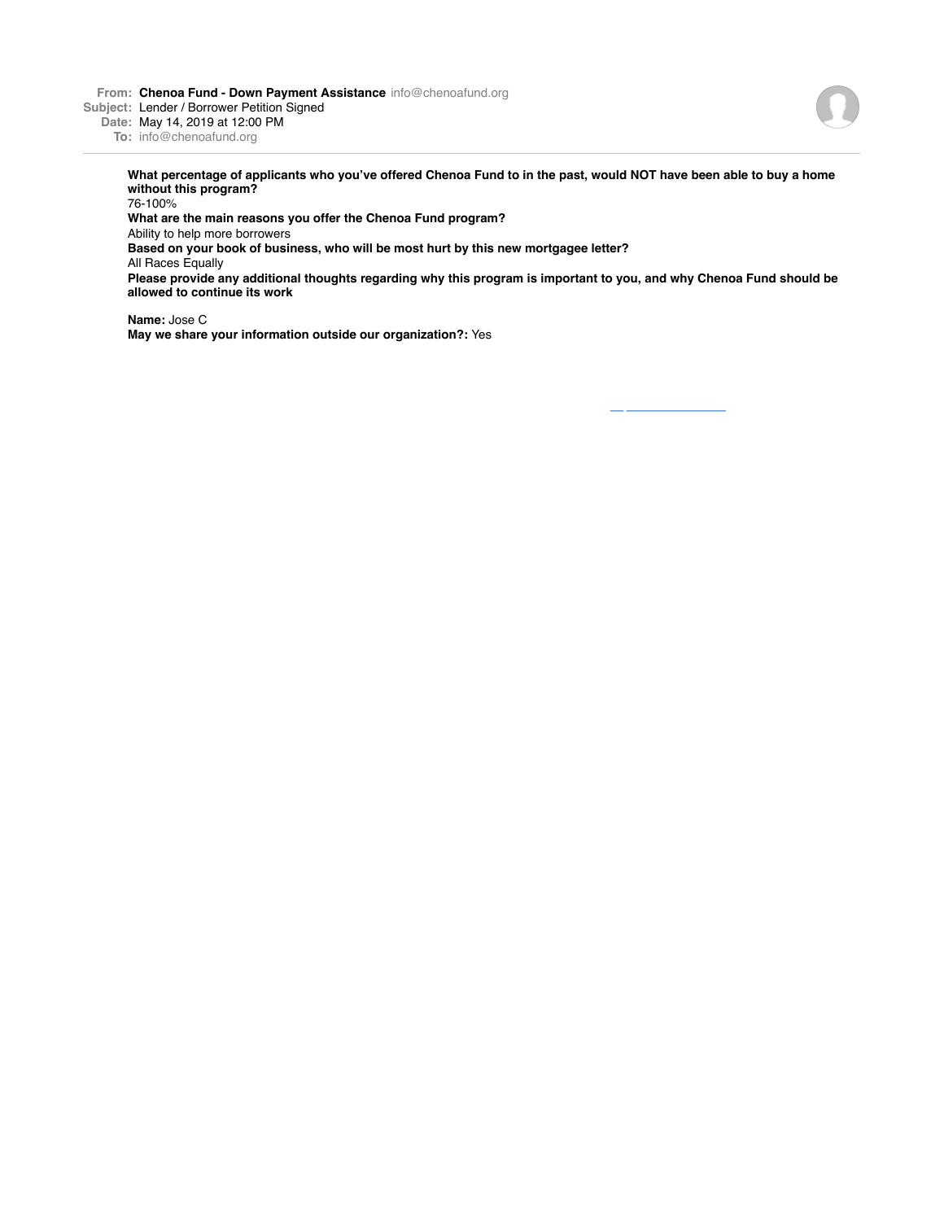**From:** **Chenoa Fund - Down Payment Assistance** info@chenoafund.org
**Subject:** Lender / Borrower Petition Signed
**Date:** May 14, 2019 at 12:00 PM
**To:** info@chenoafund.org

**What percentage of applicants who you've offered Chenoa Fund to in the past, would NOT have been able to buy a home without this program?**
76-100%
**What are the main reasons you offer the Chenoa Fund program?**
Ability to help more borrowers
**Based on your book of business, who will be most hurt by this new mortgagee letter?**
All Races Equally
**Please provide any additional thoughts regarding why this program is important to you, and why Chenoa Fund should be allowed to continue its work**

**Name:** Jose C
**May we share your information outside our organization?:** Yes